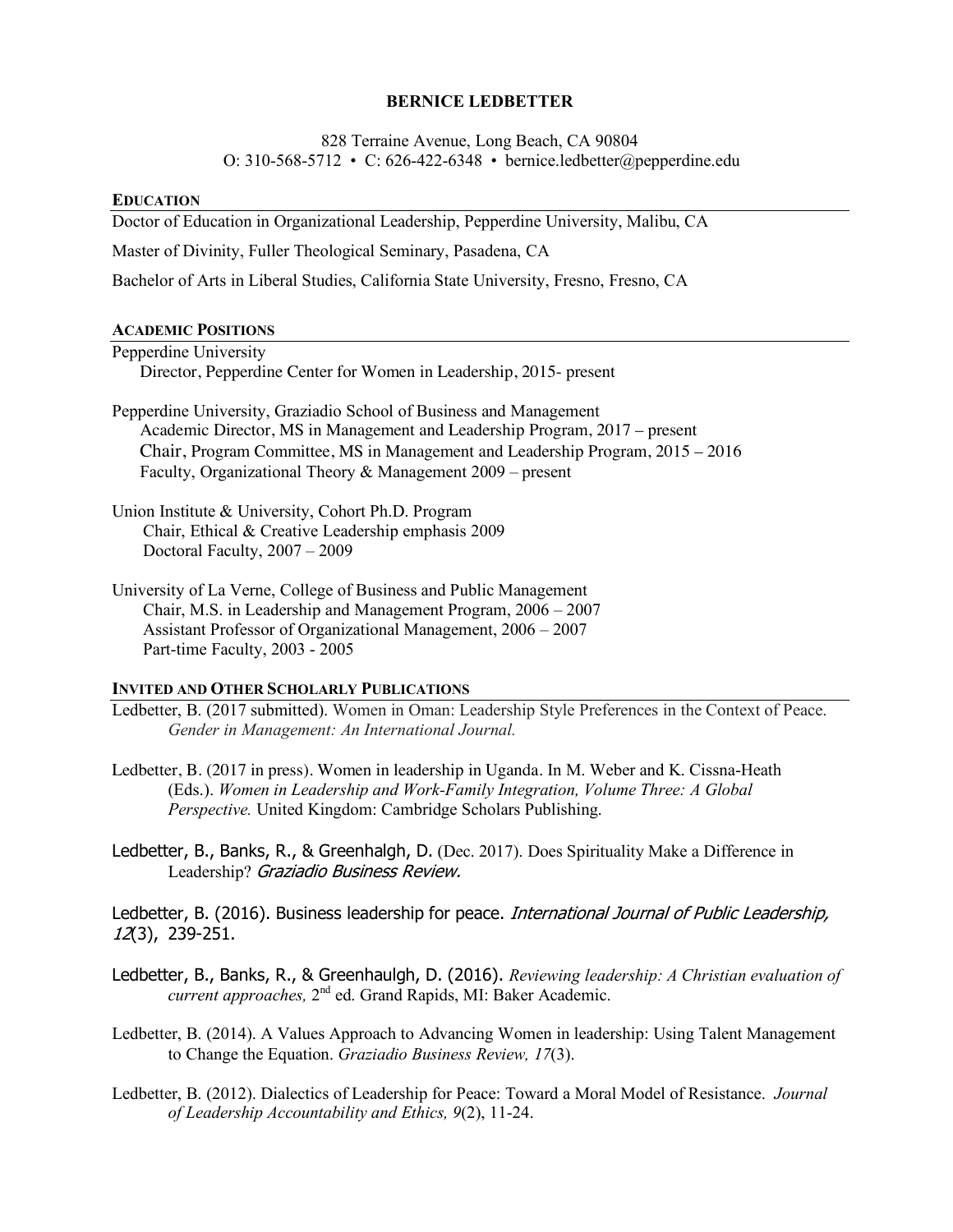# BERNICE LEDBETTER

828 Terraine Avenue, Long Beach, CA 90804
O: 310-568-5712 • C: 626-422-6348 • bernice.ledbetter@pepperdine.edu

## EDUCATION

Doctor of Education in Organizational Leadership, Pepperdine University, Malibu, CA

Master of Divinity, Fuller Theological Seminary, Pasadena, CA

Bachelor of Arts in Liberal Studies, California State University, Fresno, Fresno, CA

## ACADEMIC POSITIONS

Pepperdine University
- Director, Pepperdine Center for Women in Leadership, 2015- present

Pepperdine University, Graziadio School of Business and Management
- Academic Director, MS in Management and Leadership Program, 2017 – present
- Chair, Program Committee, MS in Management and Leadership Program, 2015 – 2016
- Faculty, Organizational Theory & Management 2009 – present

Union Institute & University, Cohort Ph.D. Program
- Chair, Ethical & Creative Leadership emphasis 2009
- Doctoral Faculty, 2007 – 2009

University of La Verne, College of Business and Public Management
- Chair, M.S. in Leadership and Management Program, 2006 – 2007
- Assistant Professor of Organizational Management, 2006 – 2007
- Part-time Faculty, 2003 - 2005

## INVITED AND OTHER SCHOLARLY PUBLICATIONS

Ledbetter, B. (2017 submitted). Women in Oman: Leadership Style Preferences in the Context of Peace. *Gender in Management: An International Journal.*

Ledbetter, B. (2017 in press). Women in leadership in Uganda. In M. Weber and K. Cissna-Heath (Eds.). *Women in Leadership and Work-Family Integration, Volume Three: A Global Perspective.* United Kingdom: Cambridge Scholars Publishing.

Ledbetter, B., Banks, R., & Greenhalgh, D. (Dec. 2017). Does Spirituality Make a Difference in Leadership? *Graziadio Business Review.*

Ledbetter, B. (2016). Business leadership for peace. *International Journal of Public Leadership, 12*(3), 239-251.

Ledbetter, B., Banks, R., & Greenhaulgh, D. (2016). *Reviewing leadership: A Christian evaluation of current approaches,* 2nd ed. Grand Rapids, MI: Baker Academic.

Ledbetter, B. (2014). A Values Approach to Advancing Women in leadership: Using Talent Management to Change the Equation. *Graziadio Business Review, 17*(3).

Ledbetter, B. (2012). Dialectics of Leadership for Peace: Toward a Moral Model of Resistance. *Journal of Leadership Accountability and Ethics, 9*(2), 11-24.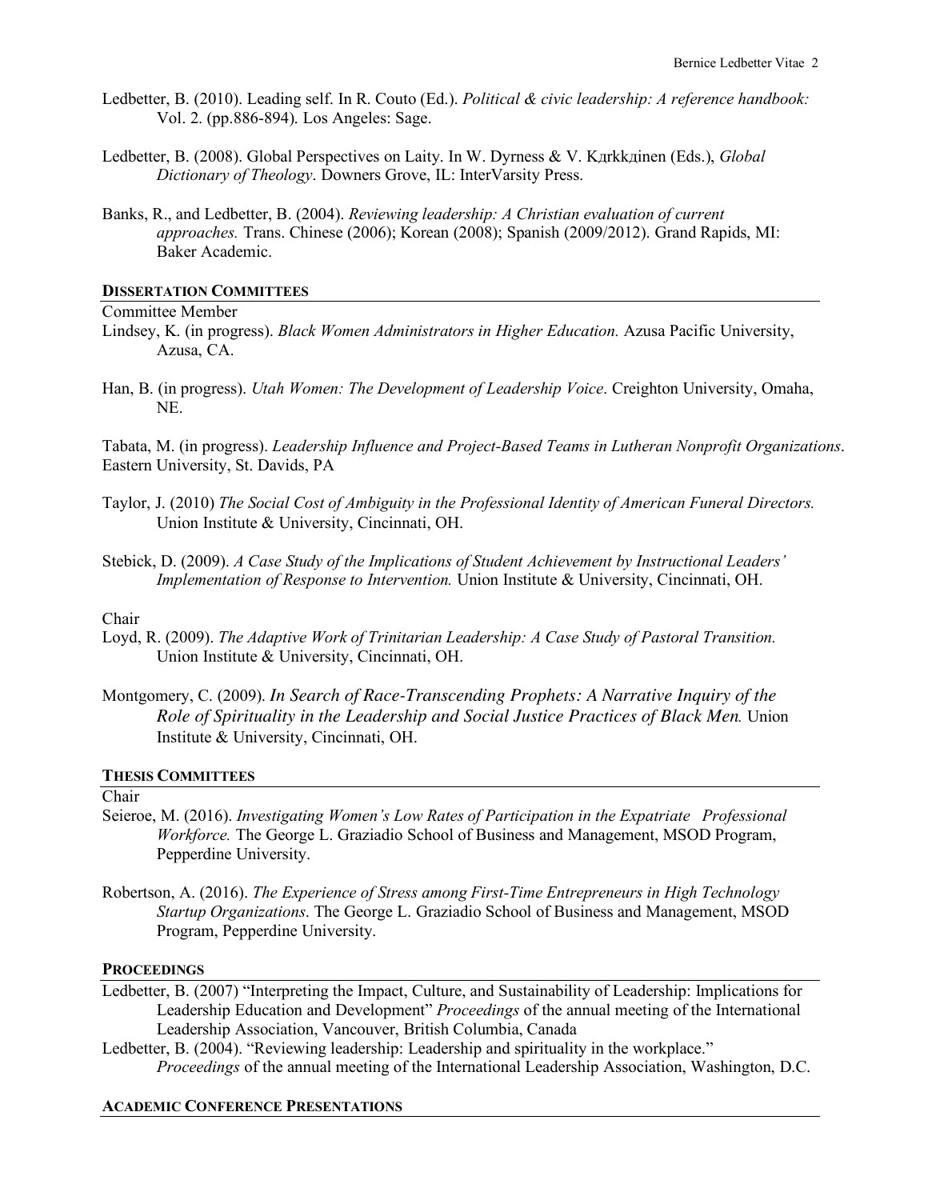Ledbetter, B. (2010). Leading self. In R. Couto (Ed.). *Political & civic leadership: A reference handbook:* Vol. 2. (pp.886-894). Los Angeles: Sage.

Ledbetter, B. (2008). Global Perspectives on Laity. In W. Dyrness & V. Kдrkkдinen (Eds.), *Global Dictionary of Theology*. Downers Grove, IL: InterVarsity Press.

Banks, R., and Ledbetter, B. (2004). *Reviewing leadership: A Christian evaluation of current approaches.* Trans. Chinese (2006); Korean (2008); Spanish (2009/2012). Grand Rapids, MI: Baker Academic.

## DISSERTATION COMMITTEES

Committee Member

Lindsey, K. (in progress). *Black Women Administrators in Higher Education.* Azusa Pacific University, Azusa, CA.

Han, B. (in progress). *Utah Women: The Development of Leadership Voice*. Creighton University, Omaha, NE.

Tabata, M. (in progress). *Leadership Influence and Project-Based Teams in Lutheran Nonprofit Organizations*. Eastern University, St. Davids, PA

Taylor, J. (2010) *The Social Cost of Ambiguity in the Professional Identity of American Funeral Directors.* Union Institute & University, Cincinnati, OH.

Stebick, D. (2009). *A Case Study of the Implications of Student Achievement by Instructional Leaders' Implementation of Response to Intervention.* Union Institute & University, Cincinnati, OH.

Chair

Loyd, R. (2009). *The Adaptive Work of Trinitarian Leadership: A Case Study of Pastoral Transition.* Union Institute & University, Cincinnati, OH.

Montgomery, C. (2009). *In Search of Race-Transcending Prophets: A Narrative Inquiry of the Role of Spirituality in the Leadership and Social Justice Practices of Black Men.* Union Institute & University, Cincinnati, OH.

## THESIS COMMITTEES

Chair

Seieroe, M. (2016). *Investigating Women's Low Rates of Participation in the Expatriate Professional Workforce.* The George L. Graziadio School of Business and Management, MSOD Program, Pepperdine University.

Robertson, A. (2016). *The Experience of Stress among First-Time Entrepreneurs in High Technology Startup Organizations*. The George L. Graziadio School of Business and Management, MSOD Program, Pepperdine University.

## PROCEEDINGS

Ledbetter, B. (2007) "Interpreting the Impact, Culture, and Sustainability of Leadership: Implications for Leadership Education and Development" *Proceedings* of the annual meeting of the International Leadership Association, Vancouver, British Columbia, Canada

Ledbetter, B. (2004). "Reviewing leadership: Leadership and spirituality in the workplace." *Proceedings* of the annual meeting of the International Leadership Association, Washington, D.C.

## ACADEMIC CONFERENCE PRESENTATIONS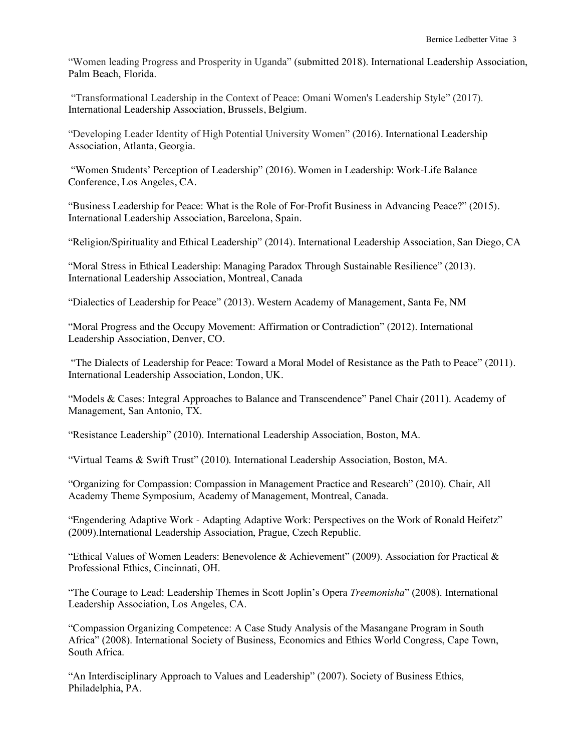"Women leading Progress and Prosperity in Uganda" (submitted 2018). International Leadership Association, Palm Beach, Florida.

"Transformational Leadership in the Context of Peace: Omani Women's Leadership Style" (2017). International Leadership Association, Brussels, Belgium.

"Developing Leader Identity of High Potential University Women" (2016). International Leadership Association, Atlanta, Georgia.

"Women Students' Perception of Leadership" (2016). Women in Leadership: Work-Life Balance Conference, Los Angeles, CA.

"Business Leadership for Peace: What is the Role of For-Profit Business in Advancing Peace?" (2015). International Leadership Association, Barcelona, Spain.

"Religion/Spirituality and Ethical Leadership" (2014). International Leadership Association, San Diego, CA

"Moral Stress in Ethical Leadership: Managing Paradox Through Sustainable Resilience" (2013). International Leadership Association, Montreal, Canada

"Dialectics of Leadership for Peace" (2013). Western Academy of Management, Santa Fe, NM

"Moral Progress and the Occupy Movement: Affirmation or Contradiction" (2012). International Leadership Association, Denver, CO.

"The Dialects of Leadership for Peace: Toward a Moral Model of Resistance as the Path to Peace" (2011). International Leadership Association, London, UK.

"Models & Cases: Integral Approaches to Balance and Transcendence" Panel Chair (2011). Academy of Management, San Antonio, TX.

"Resistance Leadership" (2010). International Leadership Association, Boston, MA.

"Virtual Teams & Swift Trust" (2010). International Leadership Association, Boston, MA.

"Organizing for Compassion: Compassion in Management Practice and Research" (2010). Chair, All Academy Theme Symposium, Academy of Management, Montreal, Canada.

"Engendering Adaptive Work - Adapting Adaptive Work: Perspectives on the Work of Ronald Heifetz" (2009).International Leadership Association, Prague, Czech Republic.

"Ethical Values of Women Leaders: Benevolence & Achievement" (2009). Association for Practical & Professional Ethics, Cincinnati, OH.

"The Courage to Lead: Leadership Themes in Scott Joplin's Opera *Treemonisha*" (2008). International Leadership Association, Los Angeles, CA.

"Compassion Organizing Competence: A Case Study Analysis of the Masangane Program in South Africa" (2008). International Society of Business, Economics and Ethics World Congress, Cape Town, South Africa.

"An Interdisciplinary Approach to Values and Leadership" (2007). Society of Business Ethics, Philadelphia, PA.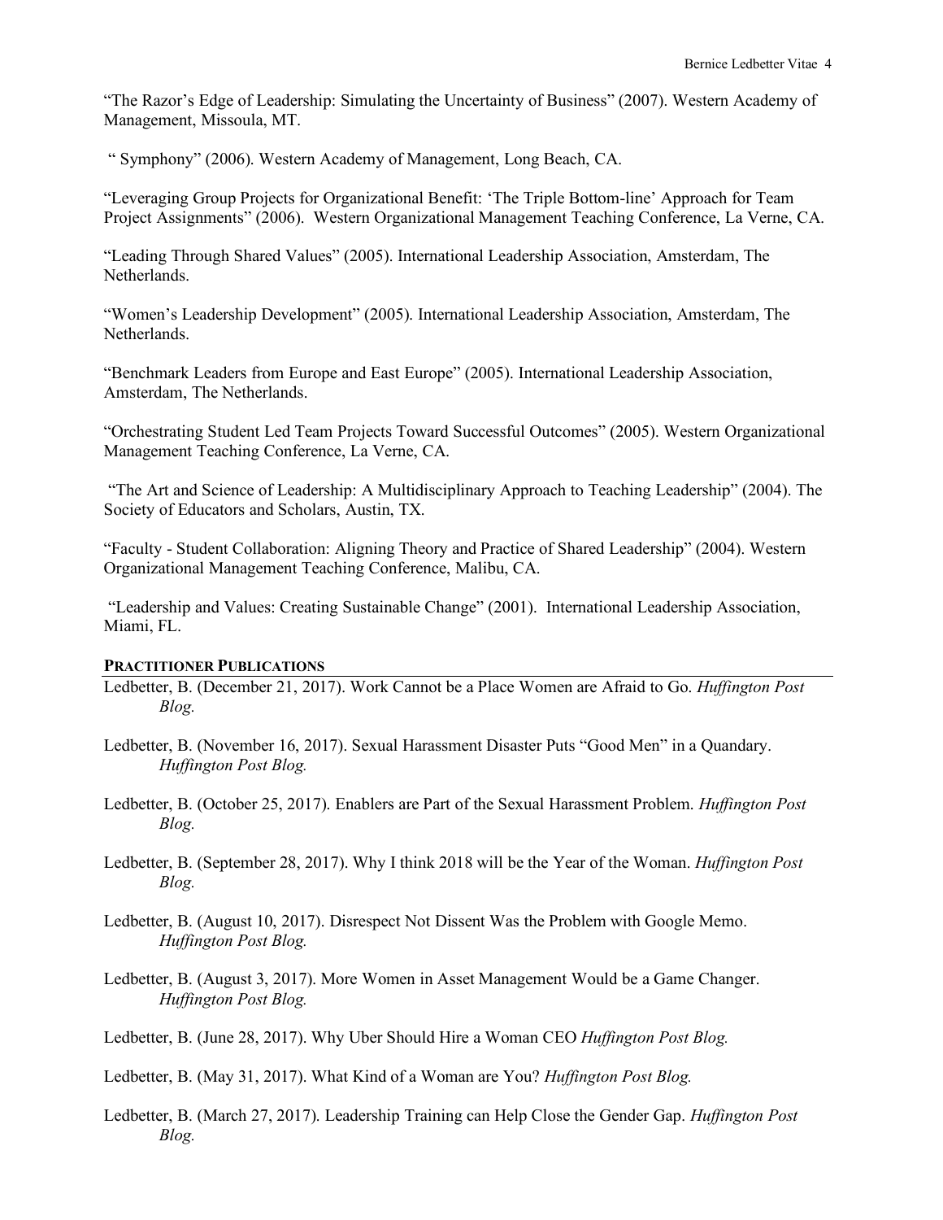"The Razor's Edge of Leadership: Simulating the Uncertainty of Business" (2007). Western Academy of Management, Missoula, MT.

" Symphony" (2006). Western Academy of Management, Long Beach, CA.

"Leveraging Group Projects for Organizational Benefit: 'The Triple Bottom-line' Approach for Team Project Assignments" (2006). Western Organizational Management Teaching Conference, La Verne, CA.

"Leading Through Shared Values" (2005). International Leadership Association, Amsterdam, The Netherlands.

"Women's Leadership Development" (2005). International Leadership Association, Amsterdam, The Netherlands.

"Benchmark Leaders from Europe and East Europe" (2005). International Leadership Association, Amsterdam, The Netherlands.

"Orchestrating Student Led Team Projects Toward Successful Outcomes" (2005). Western Organizational Management Teaching Conference, La Verne, CA.

"The Art and Science of Leadership: A Multidisciplinary Approach to Teaching Leadership" (2004). The Society of Educators and Scholars, Austin, TX.

"Faculty - Student Collaboration: Aligning Theory and Practice of Shared Leadership" (2004). Western Organizational Management Teaching Conference, Malibu, CA.

"Leadership and Values: Creating Sustainable Change" (2001). International Leadership Association, Miami, FL.

## PRACTITIONER PUBLICATIONS

Ledbetter, B. (December 21, 2017). Work Cannot be a Place Women are Afraid to Go. *Huffington Post Blog.*

Ledbetter, B. (November 16, 2017). Sexual Harassment Disaster Puts "Good Men" in a Quandary. *Huffington Post Blog.*

Ledbetter, B. (October 25, 2017). Enablers are Part of the Sexual Harassment Problem. *Huffington Post Blog.*

Ledbetter, B. (September 28, 2017). Why I think 2018 will be the Year of the Woman. *Huffington Post Blog.*

Ledbetter, B. (August 10, 2017). Disrespect Not Dissent Was the Problem with Google Memo. *Huffington Post Blog.*

Ledbetter, B. (August 3, 2017). More Women in Asset Management Would be a Game Changer. *Huffington Post Blog.*

Ledbetter, B. (June 28, 2017). Why Uber Should Hire a Woman CEO *Huffington Post Blog.*

Ledbetter, B. (May 31, 2017). What Kind of a Woman are You? *Huffington Post Blog.*

Ledbetter, B. (March 27, 2017). Leadership Training can Help Close the Gender Gap. *Huffington Post Blog.*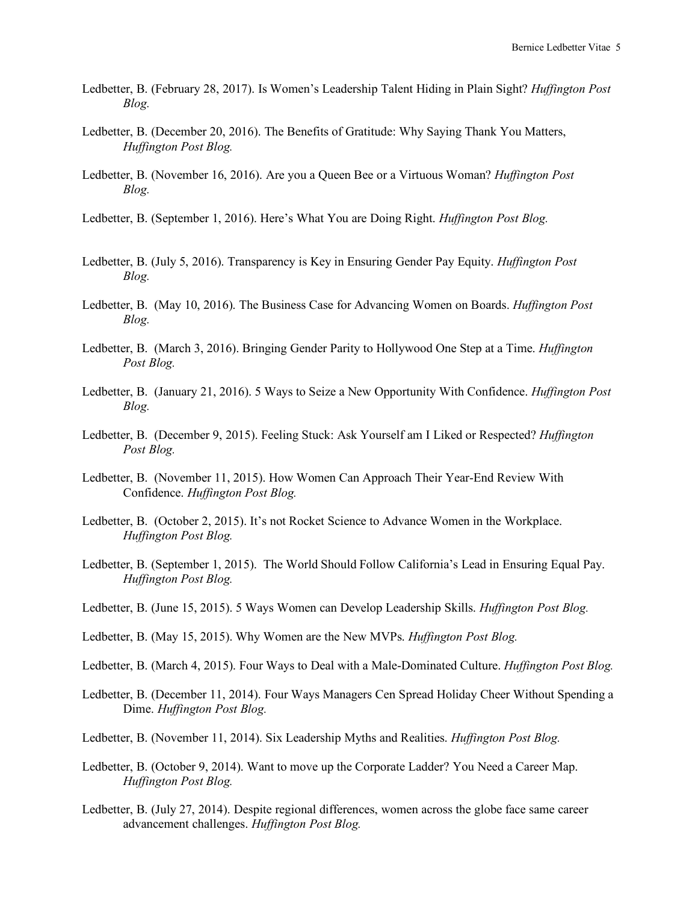Ledbetter, B. (February 28, 2017). Is Women's Leadership Talent Hiding in Plain Sight? *Huffington Post Blog.*

Ledbetter, B. (December 20, 2016). The Benefits of Gratitude: Why Saying Thank You Matters, *Huffington Post Blog.*

Ledbetter, B. (November 16, 2016). Are you a Queen Bee or a Virtuous Woman? *Huffington Post Blog.*

Ledbetter, B. (September 1, 2016). Here's What You are Doing Right. *Huffington Post Blog.*

Ledbetter, B. (July 5, 2016). Transparency is Key in Ensuring Gender Pay Equity. *Huffington Post Blog.*

Ledbetter, B. (May 10, 2016). The Business Case for Advancing Women on Boards. *Huffington Post Blog.*

Ledbetter, B. (March 3, 2016). Bringing Gender Parity to Hollywood One Step at a Time. *Huffington Post Blog.*

Ledbetter, B. (January 21, 2016). 5 Ways to Seize a New Opportunity With Confidence. *Huffington Post Blog.*

Ledbetter, B. (December 9, 2015). Feeling Stuck: Ask Yourself am I Liked or Respected? *Huffington Post Blog.*

Ledbetter, B. (November 11, 2015). How Women Can Approach Their Year-End Review With Confidence. *Huffington Post Blog.*

Ledbetter, B. (October 2, 2015). It's not Rocket Science to Advance Women in the Workplace. *Huffington Post Blog.*

Ledbetter, B. (September 1, 2015). The World Should Follow California's Lead in Ensuring Equal Pay. *Huffington Post Blog.*

Ledbetter, B. (June 15, 2015). 5 Ways Women can Develop Leadership Skills. *Huffington Post Blog.*

Ledbetter, B. (May 15, 2015). Why Women are the New MVPs. *Huffington Post Blog.*

Ledbetter, B. (March 4, 2015). Four Ways to Deal with a Male-Dominated Culture. *Huffington Post Blog.*

Ledbetter, B. (December 11, 2014). Four Ways Managers Cen Spread Holiday Cheer Without Spending a Dime. *Huffington Post Blog.*

Ledbetter, B. (November 11, 2014). Six Leadership Myths and Realities. *Huffington Post Blog.*

Ledbetter, B. (October 9, 2014). Want to move up the Corporate Ladder? You Need a Career Map. *Huffington Post Blog.*

Ledbetter, B. (July 27, 2014). Despite regional differences, women across the globe face same career advancement challenges. *Huffington Post Blog.*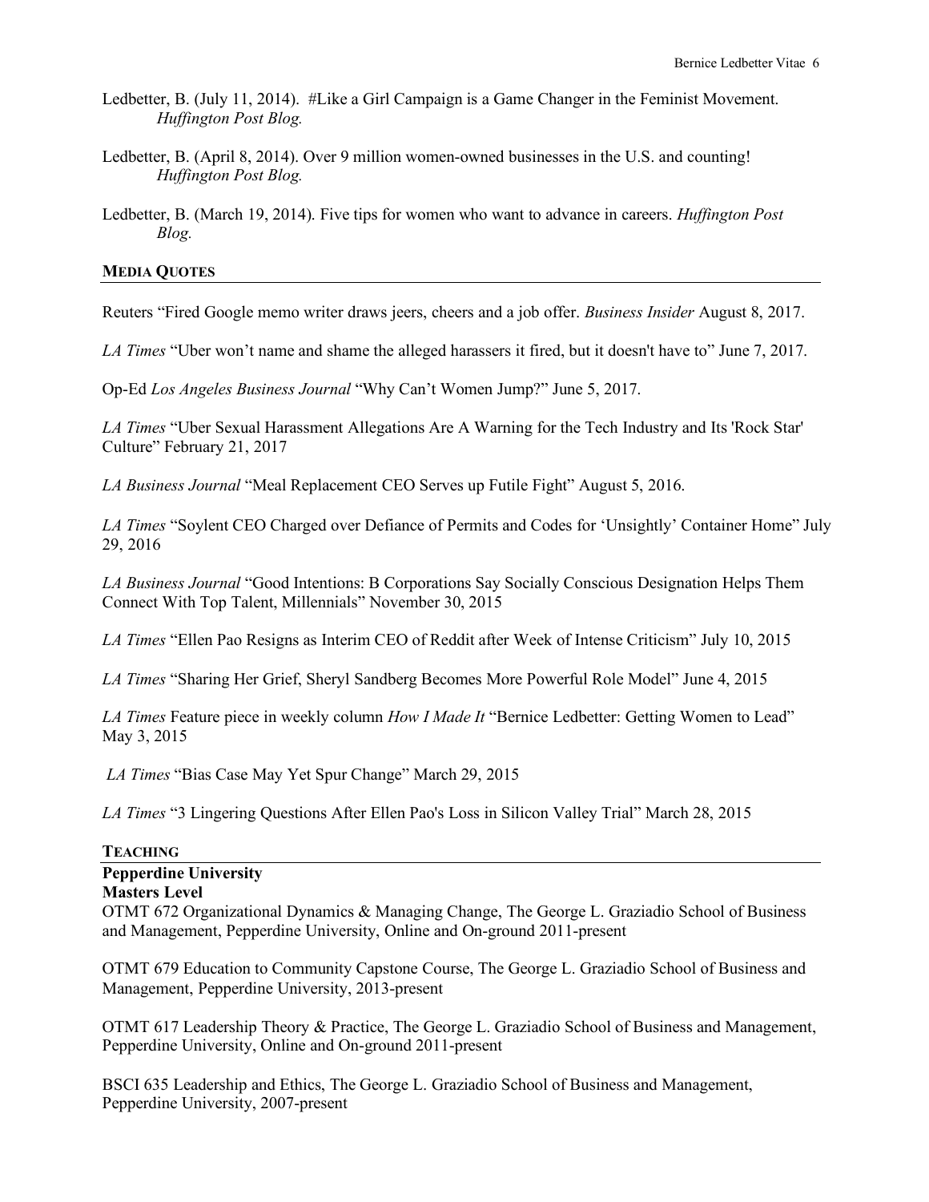Ledbetter, B. (July 11, 2014). #Like a Girl Campaign is a Game Changer in the Feminist Movement. *Huffington Post Blog.*

Ledbetter, B. (April 8, 2014). Over 9 million women-owned businesses in the U.S. and counting! *Huffington Post Blog.*

Ledbetter, B. (March 19, 2014). Five tips for women who want to advance in careers. *Huffington Post Blog.*

## MEDIA QUOTES

Reuters "Fired Google memo writer draws jeers, cheers and a job offer. *Business Insider* August 8, 2017.

*LA Times* "Uber won't name and shame the alleged harassers it fired, but it doesn't have to" June 7, 2017.

Op-Ed *Los Angeles Business Journal* "Why Can't Women Jump?" June 5, 2017.

*LA Times* "Uber Sexual Harassment Allegations Are A Warning for the Tech Industry and Its 'Rock Star' Culture" February 21, 2017

*LA Business Journal* "Meal Replacement CEO Serves up Futile Fight" August 5, 2016.

*LA Times* "Soylent CEO Charged over Defiance of Permits and Codes for 'Unsightly' Container Home" July 29, 2016

*LA Business Journal* "Good Intentions: B Corporations Say Socially Conscious Designation Helps Them Connect With Top Talent, Millennials" November 30, 2015

*LA Times* "Ellen Pao Resigns as Interim CEO of Reddit after Week of Intense Criticism" July 10, 2015

*LA Times* "Sharing Her Grief, Sheryl Sandberg Becomes More Powerful Role Model" June 4, 2015

*LA Times* Feature piece in weekly column *How I Made It* "Bernice Ledbetter: Getting Women to Lead" May 3, 2015

*LA Times* "Bias Case May Yet Spur Change" March 29, 2015

*LA Times* "3 Lingering Questions After Ellen Pao's Loss in Silicon Valley Trial" March 28, 2015

## TEACHING

**Pepperdine University**
**Masters Level**

OTMT 672 Organizational Dynamics & Managing Change, The George L. Graziadio School of Business and Management, Pepperdine University, Online and On-ground 2011-present

OTMT 679 Education to Community Capstone Course, The George L. Graziadio School of Business and Management, Pepperdine University, 2013-present

OTMT 617 Leadership Theory & Practice, The George L. Graziadio School of Business and Management, Pepperdine University, Online and On-ground 2011-present

BSCI 635 Leadership and Ethics, The George L. Graziadio School of Business and Management, Pepperdine University, 2007-present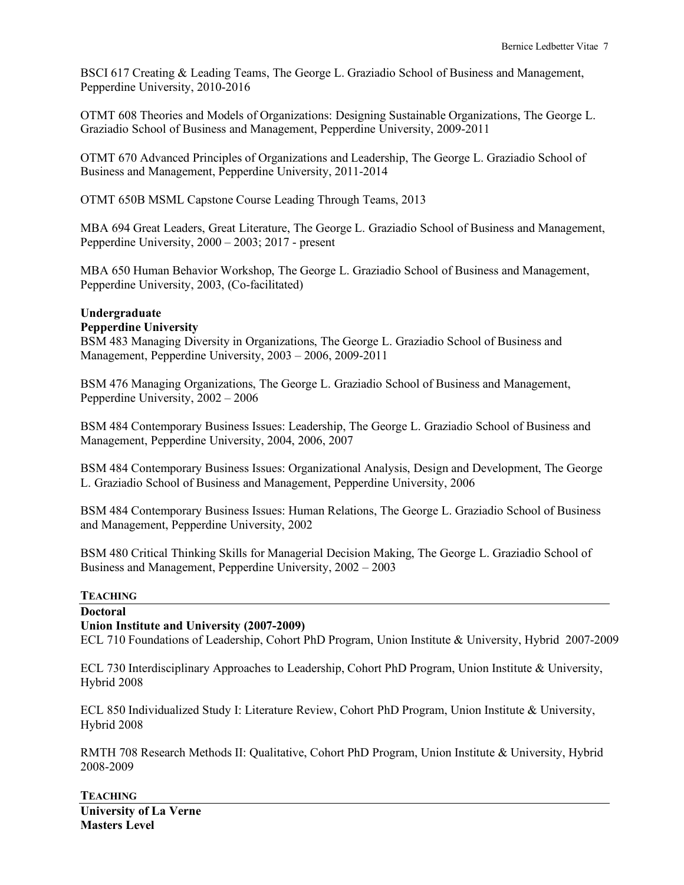BSCI 617 Creating & Leading Teams, The George L. Graziadio School of Business and Management, Pepperdine University, 2010-2016

OTMT 608 Theories and Models of Organizations: Designing Sustainable Organizations, The George L. Graziadio School of Business and Management, Pepperdine University, 2009-2011

OTMT 670 Advanced Principles of Organizations and Leadership, The George L. Graziadio School of Business and Management, Pepperdine University, 2011-2014

OTMT 650B MSML Capstone Course Leading Through Teams, 2013

MBA 694 Great Leaders, Great Literature, The George L. Graziadio School of Business and Management, Pepperdine University, 2000 – 2003; 2017 - present

MBA 650 Human Behavior Workshop, The George L. Graziadio School of Business and Management, Pepperdine University, 2003, (Co-facilitated)

**Undergraduate**
**Pepperdine University**
BSM 483 Managing Diversity in Organizations, The George L. Graziadio School of Business and Management, Pepperdine University, 2003 – 2006, 2009-2011

BSM 476 Managing Organizations, The George L. Graziadio School of Business and Management, Pepperdine University, 2002 – 2006

BSM 484 Contemporary Business Issues: Leadership, The George L. Graziadio School of Business and Management, Pepperdine University, 2004, 2006, 2007

BSM 484 Contemporary Business Issues: Organizational Analysis, Design and Development, The George L. Graziadio School of Business and Management, Pepperdine University, 2006

BSM 484 Contemporary Business Issues: Human Relations, The George L. Graziadio School of Business and Management, Pepperdine University, 2002

BSM 480 Critical Thinking Skills for Managerial Decision Making, The George L. Graziadio School of Business and Management, Pepperdine University, 2002 – 2003

## TEACHING

**Doctoral**
**Union Institute and University (2007-2009)**
ECL 710 Foundations of Leadership, Cohort PhD Program, Union Institute & University, Hybrid 2007-2009

ECL 730 Interdisciplinary Approaches to Leadership, Cohort PhD Program, Union Institute & University, Hybrid 2008

ECL 850 Individualized Study I: Literature Review, Cohort PhD Program, Union Institute & University, Hybrid 2008

RMTH 708 Research Methods II: Qualitative, Cohort PhD Program, Union Institute & University, Hybrid 2008-2009

## TEACHING

**University of La Verne**
**Masters Level**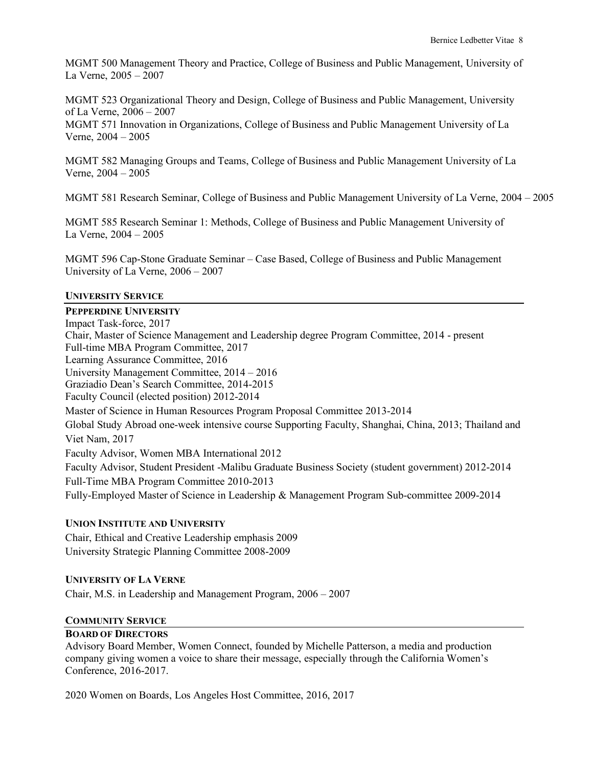MGMT 500 Management Theory and Practice, College of Business and Public Management, University of La Verne, 2005 – 2007

MGMT 523 Organizational Theory and Design, College of Business and Public Management, University of La Verne, 2006 – 2007
MGMT 571 Innovation in Organizations, College of Business and Public Management University of La Verne, 2004 – 2005

MGMT 582 Managing Groups and Teams, College of Business and Public Management University of La Verne, 2004 – 2005

MGMT 581 Research Seminar, College of Business and Public Management University of La Verne, 2004 – 2005

MGMT 585 Research Seminar 1: Methods, College of Business and Public Management University of La Verne, 2004 – 2005

MGMT 596 Cap-Stone Graduate Seminar – Case Based, College of Business and Public Management University of La Verne, 2006 – 2007

## UNIVERSITY SERVICE

### PEPPERDINE UNIVERSITY

Impact Task-force, 2017
Chair, Master of Science Management and Leadership degree Program Committee, 2014 - present
Full-time MBA Program Committee, 2017
Learning Assurance Committee, 2016
University Management Committee, 2014 – 2016
Graziadio Dean's Search Committee, 2014-2015
Faculty Council (elected position) 2012-2014
Master of Science in Human Resources Program Proposal Committee 2013-2014
Global Study Abroad one-week intensive course Supporting Faculty, Shanghai, China, 2013; Thailand and Viet Nam, 2017
Faculty Advisor, Women MBA International 2012
Faculty Advisor, Student President -Malibu Graduate Business Society (student government) 2012-2014
Full-Time MBA Program Committee 2010-2013
Fully-Employed Master of Science in Leadership & Management Program Sub-committee 2009-2014

### UNION INSTITUTE AND UNIVERSITY

Chair, Ethical and Creative Leadership emphasis 2009
University Strategic Planning Committee 2008-2009

### UNIVERSITY OF LA VERNE

Chair, M.S. in Leadership and Management Program, 2006 – 2007

## COMMUNITY SERVICE

### BOARD OF DIRECTORS

Advisory Board Member, Women Connect, founded by Michelle Patterson, a media and production company giving women a voice to share their message, especially through the California Women's Conference, 2016-2017.

2020 Women on Boards, Los Angeles Host Committee, 2016, 2017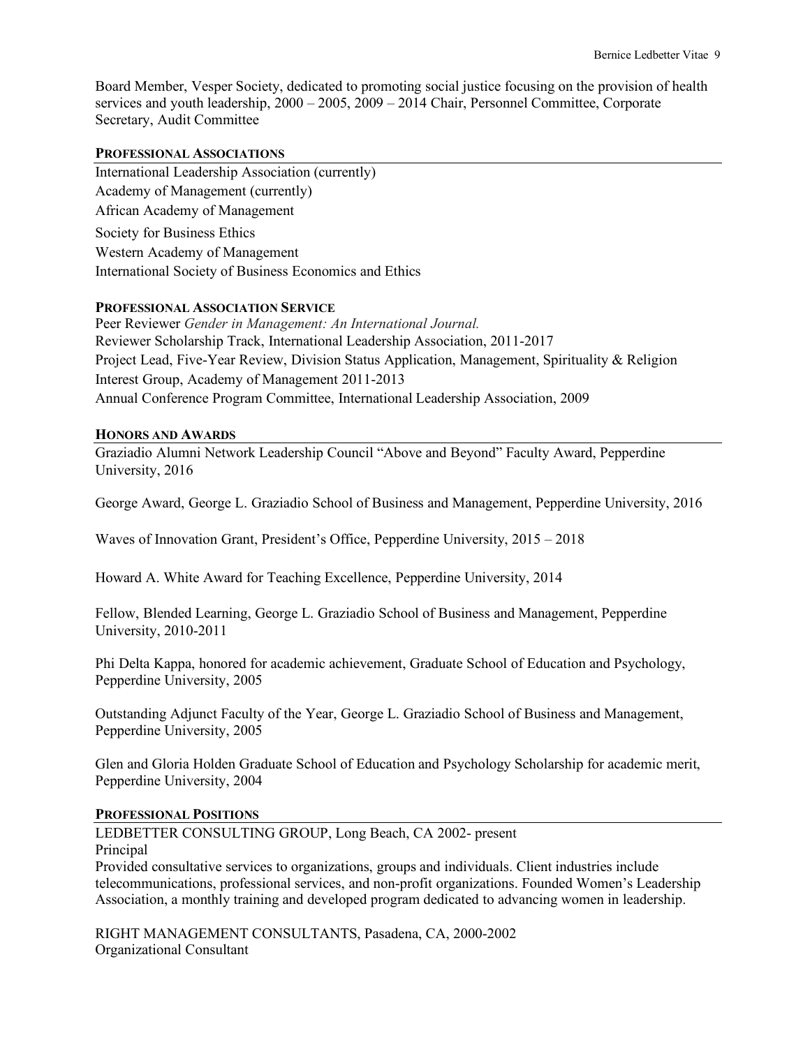Board Member, Vesper Society, dedicated to promoting social justice focusing on the provision of health services and youth leadership, 2000 – 2005, 2009 – 2014 Chair, Personnel Committee, Corporate Secretary, Audit Committee

## PROFESSIONAL ASSOCIATIONS

International Leadership Association (currently)
Academy of Management (currently)
African Academy of Management
Society for Business Ethics
Western Academy of Management
International Society of Business Economics and Ethics

## PROFESSIONAL ASSOCIATION SERVICE

Peer Reviewer *Gender in Management: An International Journal.*
Reviewer Scholarship Track, International Leadership Association, 2011-2017
Project Lead, Five-Year Review, Division Status Application, Management, Spirituality & Religion Interest Group, Academy of Management 2011-2013
Annual Conference Program Committee, International Leadership Association, 2009

## HONORS AND AWARDS

Graziadio Alumni Network Leadership Council "Above and Beyond" Faculty Award, Pepperdine University, 2016

George Award, George L. Graziadio School of Business and Management, Pepperdine University, 2016

Waves of Innovation Grant, President's Office, Pepperdine University, 2015 – 2018

Howard A. White Award for Teaching Excellence, Pepperdine University, 2014

Fellow, Blended Learning, George L. Graziadio School of Business and Management, Pepperdine University, 2010-2011

Phi Delta Kappa, honored for academic achievement, Graduate School of Education and Psychology, Pepperdine University, 2005

Outstanding Adjunct Faculty of the Year, George L. Graziadio School of Business and Management, Pepperdine University, 2005

Glen and Gloria Holden Graduate School of Education and Psychology Scholarship for academic merit, Pepperdine University, 2004

## PROFESSIONAL POSITIONS

LEDBETTER CONSULTING GROUP, Long Beach, CA 2002- present
Principal
Provided consultative services to organizations, groups and individuals. Client industries include telecommunications, professional services, and non-profit organizations. Founded Women's Leadership Association, a monthly training and developed program dedicated to advancing women in leadership.

RIGHT MANAGEMENT CONSULTANTS, Pasadena, CA, 2000-2002
Organizational Consultant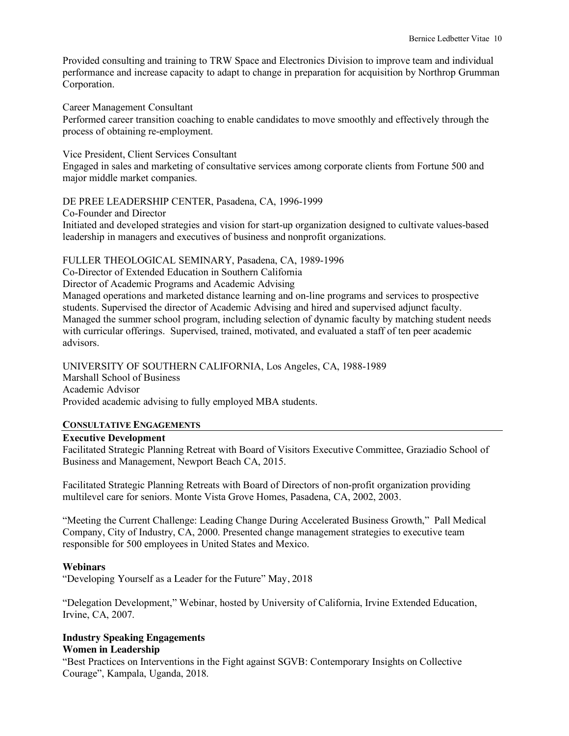Provided consulting and training to TRW Space and Electronics Division to improve team and individual performance and increase capacity to adapt to change in preparation for acquisition by Northrop Grumman Corporation.

Career Management Consultant
Performed career transition coaching to enable candidates to move smoothly and effectively through the process of obtaining re-employment.

Vice President, Client Services Consultant
Engaged in sales and marketing of consultative services among corporate clients from Fortune 500 and major middle market companies.

DE PREE LEADERSHIP CENTER, Pasadena, CA, 1996-1999
Co-Founder and Director
Initiated and developed strategies and vision for start-up organization designed to cultivate values-based leadership in managers and executives of business and nonprofit organizations.

FULLER THEOLOGICAL SEMINARY, Pasadena, CA, 1989-1996
Co-Director of Extended Education in Southern California
Director of Academic Programs and Academic Advising
Managed operations and marketed distance learning and on-line programs and services to prospective students. Supervised the director of Academic Advising and hired and supervised adjunct faculty. Managed the summer school program, including selection of dynamic faculty by matching student needs with curricular offerings. Supervised, trained, motivated, and evaluated a staff of ten peer academic advisors.

UNIVERSITY OF SOUTHERN CALIFORNIA, Los Angeles, CA, 1988-1989
Marshall School of Business
Academic Advisor
Provided academic advising to fully employed MBA students.

## CONSULTATIVE ENGAGEMENTS

**Executive Development**

Facilitated Strategic Planning Retreat with Board of Visitors Executive Committee, Graziadio School of Business and Management, Newport Beach CA, 2015.

Facilitated Strategic Planning Retreats with Board of Directors of non-profit organization providing multilevel care for seniors. Monte Vista Grove Homes, Pasadena, CA, 2002, 2003.

"Meeting the Current Challenge: Leading Change During Accelerated Business Growth," Pall Medical Company, City of Industry, CA, 2000. Presented change management strategies to executive team responsible for 500 employees in United States and Mexico.

**Webinars**

"Developing Yourself as a Leader for the Future" May, 2018

"Delegation Development," Webinar, hosted by University of California, Irvine Extended Education, Irvine, CA, 2007.

**Industry Speaking Engagements**

**Women in Leadership**

"Best Practices on Interventions in the Fight against SGVB: Contemporary Insights on Collective Courage", Kampala, Uganda, 2018.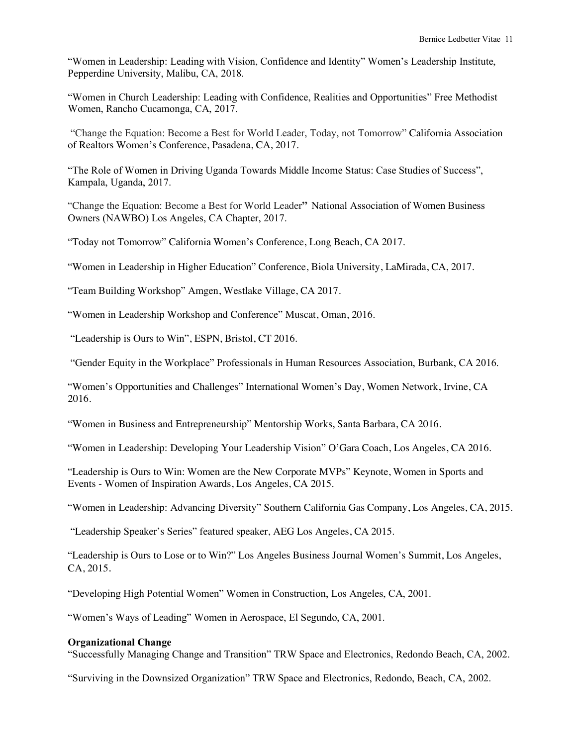"Women in Leadership: Leading with Vision, Confidence and Identity" Women's Leadership Institute, Pepperdine University, Malibu, CA, 2018.

"Women in Church Leadership: Leading with Confidence, Realities and Opportunities" Free Methodist Women, Rancho Cucamonga, CA, 2017.

"Change the Equation: Become a Best for World Leader, Today, not Tomorrow" California Association of Realtors Women's Conference, Pasadena, CA, 2017.

"The Role of Women in Driving Uganda Towards Middle Income Status: Case Studies of Success", Kampala, Uganda, 2017.

"Change the Equation: Become a Best for World Leader**"** National Association of Women Business Owners (NAWBO) Los Angeles, CA Chapter, 2017.

"Today not Tomorrow" California Women's Conference, Long Beach, CA 2017.

"Women in Leadership in Higher Education" Conference, Biola University, LaMirada, CA, 2017.

"Team Building Workshop" Amgen, Westlake Village, CA 2017.

"Women in Leadership Workshop and Conference" Muscat, Oman, 2016.

"Leadership is Ours to Win", ESPN, Bristol, CT 2016.

"Gender Equity in the Workplace" Professionals in Human Resources Association, Burbank, CA 2016.

"Women's Opportunities and Challenges" International Women's Day, Women Network, Irvine, CA 2016.

"Women in Business and Entrepreneurship" Mentorship Works, Santa Barbara, CA 2016.

"Women in Leadership: Developing Your Leadership Vision" O'Gara Coach, Los Angeles, CA 2016.

"Leadership is Ours to Win: Women are the New Corporate MVPs" Keynote, Women in Sports and Events - Women of Inspiration Awards, Los Angeles, CA 2015.

"Women in Leadership: Advancing Diversity" Southern California Gas Company, Los Angeles, CA, 2015.

"Leadership Speaker's Series" featured speaker, AEG Los Angeles, CA 2015.

"Leadership is Ours to Lose or to Win?" Los Angeles Business Journal Women's Summit, Los Angeles, CA, 2015.

"Developing High Potential Women" Women in Construction, Los Angeles, CA, 2001.

"Women's Ways of Leading" Women in Aerospace, El Segundo, CA, 2001.

**Organizational Change**

"Successfully Managing Change and Transition" TRW Space and Electronics, Redondo Beach, CA, 2002.

"Surviving in the Downsized Organization" TRW Space and Electronics, Redondo, Beach, CA, 2002.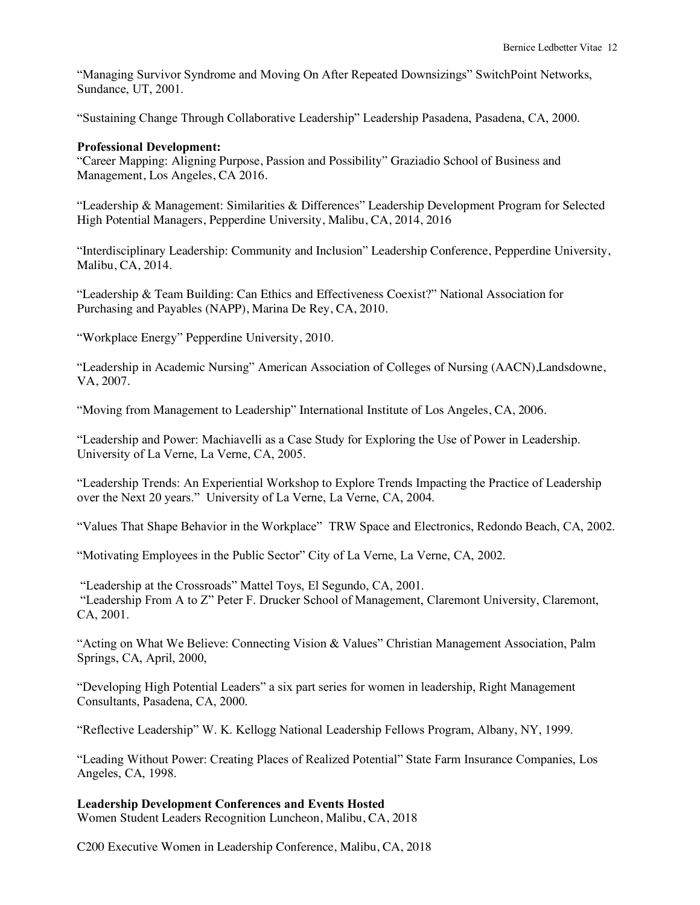"Managing Survivor Syndrome and Moving On After Repeated Downsizings" SwitchPoint Networks, Sundance, UT, 2001.

"Sustaining Change Through Collaborative Leadership" Leadership Pasadena, Pasadena, CA, 2000.

**Professional Development:**

"Career Mapping: Aligning Purpose, Passion and Possibility" Graziadio School of Business and Management, Los Angeles, CA 2016.

"Leadership & Management: Similarities & Differences" Leadership Development Program for Selected High Potential Managers, Pepperdine University, Malibu, CA, 2014, 2016

"Interdisciplinary Leadership: Community and Inclusion" Leadership Conference, Pepperdine University, Malibu, CA, 2014.

"Leadership & Team Building: Can Ethics and Effectiveness Coexist?" National Association for Purchasing and Payables (NAPP), Marina De Rey, CA, 2010.

"Workplace Energy" Pepperdine University, 2010.

"Leadership in Academic Nursing" American Association of Colleges of Nursing (AACN),Landsdowne, VA, 2007.

"Moving from Management to Leadership" International Institute of Los Angeles, CA, 2006.

"Leadership and Power: Machiavelli as a Case Study for Exploring the Use of Power in Leadership. University of La Verne, La Verne, CA, 2005.

"Leadership Trends: An Experiential Workshop to Explore Trends Impacting the Practice of Leadership over the Next 20 years." University of La Verne, La Verne, CA, 2004.

"Values That Shape Behavior in the Workplace" TRW Space and Electronics, Redondo Beach, CA, 2002.

"Motivating Employees in the Public Sector" City of La Verne, La Verne, CA, 2002.

"Leadership at the Crossroads" Mattel Toys, El Segundo, CA, 2001.
"Leadership From A to Z" Peter F. Drucker School of Management, Claremont University, Claremont, CA, 2001.

"Acting on What We Believe: Connecting Vision & Values" Christian Management Association, Palm Springs, CA, April, 2000,

"Developing High Potential Leaders" a six part series for women in leadership, Right Management Consultants, Pasadena, CA, 2000.

"Reflective Leadership" W. K. Kellogg National Leadership Fellows Program, Albany, NY, 1999.

"Leading Without Power: Creating Places of Realized Potential" State Farm Insurance Companies, Los Angeles, CA, 1998.

**Leadership Development Conferences and Events Hosted**

Women Student Leaders Recognition Luncheon, Malibu, CA, 2018

C200 Executive Women in Leadership Conference, Malibu, CA, 2018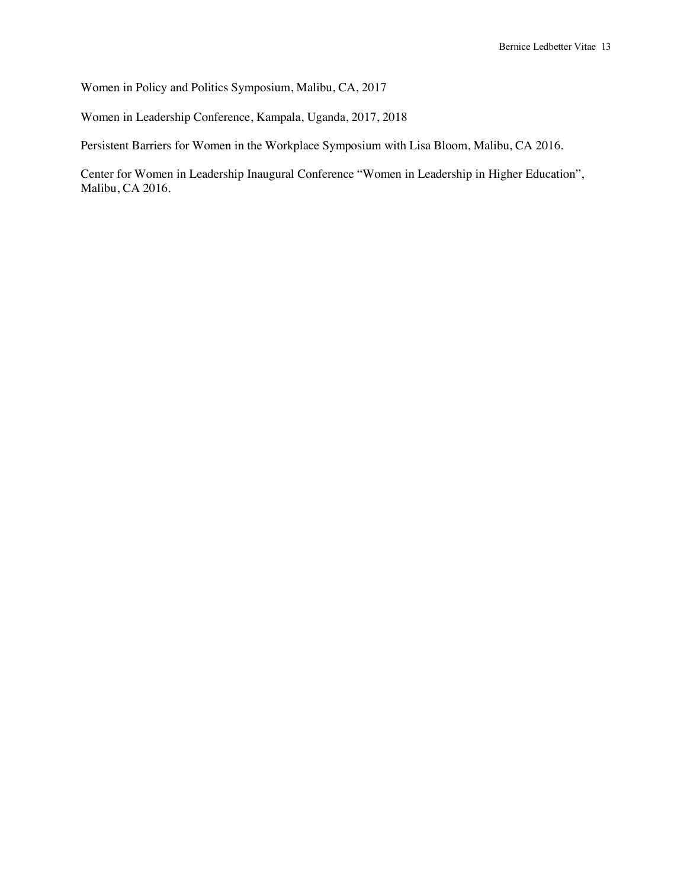Women in Policy and Politics Symposium, Malibu, CA, 2017

Women in Leadership Conference, Kampala, Uganda, 2017, 2018

Persistent Barriers for Women in the Workplace Symposium with Lisa Bloom, Malibu, CA 2016.

Center for Women in Leadership Inaugural Conference "Women in Leadership in Higher Education", Malibu, CA 2016.